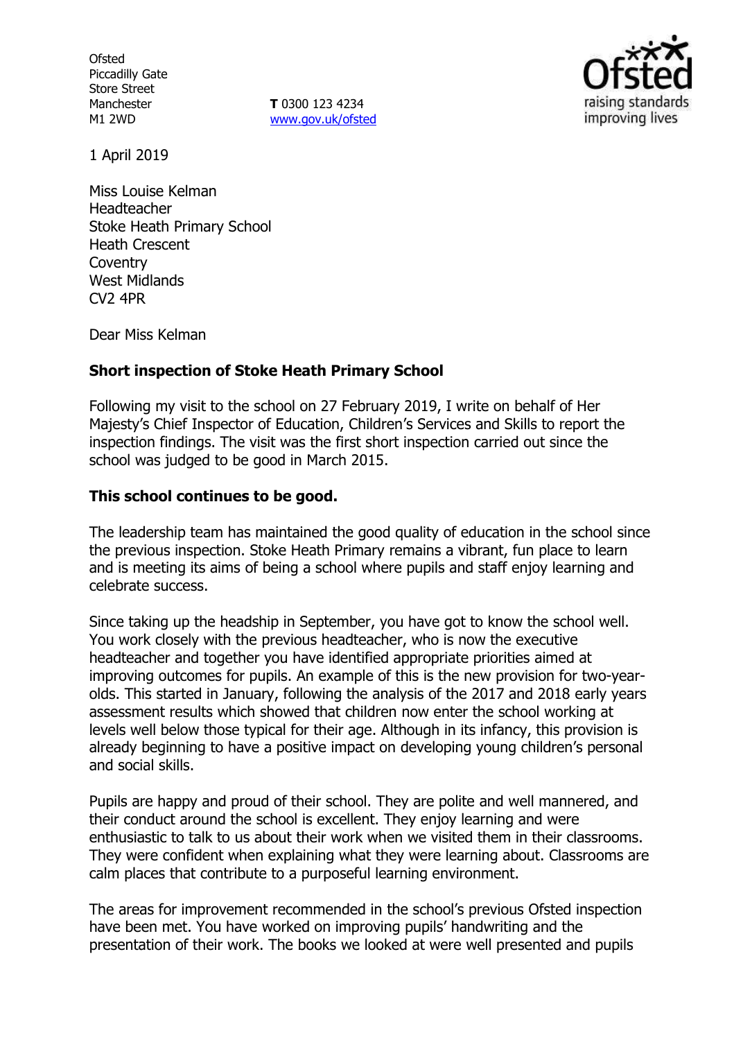Ofsted
Piccadilly Gate
Store Street
Manchester
M1 2WD

**T** 0300 123 4234
www.gov.uk/ofsted

1 April 2019

Miss Louise Kelman
Headteacher
Stoke Heath Primary School
Heath Crescent
Coventry
West Midlands
CV2 4PR

Dear Miss Kelman

**Short inspection of Stoke Heath Primary School**

Following my visit to the school on 27 February 2019, I write on behalf of Her Majesty's Chief Inspector of Education, Children's Services and Skills to report the inspection findings. The visit was the first short inspection carried out since the school was judged to be good in March 2015.

**This school continues to be good.**

The leadership team has maintained the good quality of education in the school since the previous inspection. Stoke Heath Primary remains a vibrant, fun place to learn and is meeting its aims of being a school where pupils and staff enjoy learning and celebrate success.

Since taking up the headship in September, you have got to know the school well. You work closely with the previous headteacher, who is now the executive headteacher and together you have identified appropriate priorities aimed at improving outcomes for pupils. An example of this is the new provision for two-year-olds. This started in January, following the analysis of the 2017 and 2018 early years assessment results which showed that children now enter the school working at levels well below those typical for their age. Although in its infancy, this provision is already beginning to have a positive impact on developing young children's personal and social skills.

Pupils are happy and proud of their school. They are polite and well mannered, and their conduct around the school is excellent. They enjoy learning and were enthusiastic to talk to us about their work when we visited them in their classrooms. They were confident when explaining what they were learning about. Classrooms are calm places that contribute to a purposeful learning environment.

The areas for improvement recommended in the school's previous Ofsted inspection have been met. You have worked on improving pupils' handwriting and the presentation of their work. The books we looked at were well presented and pupils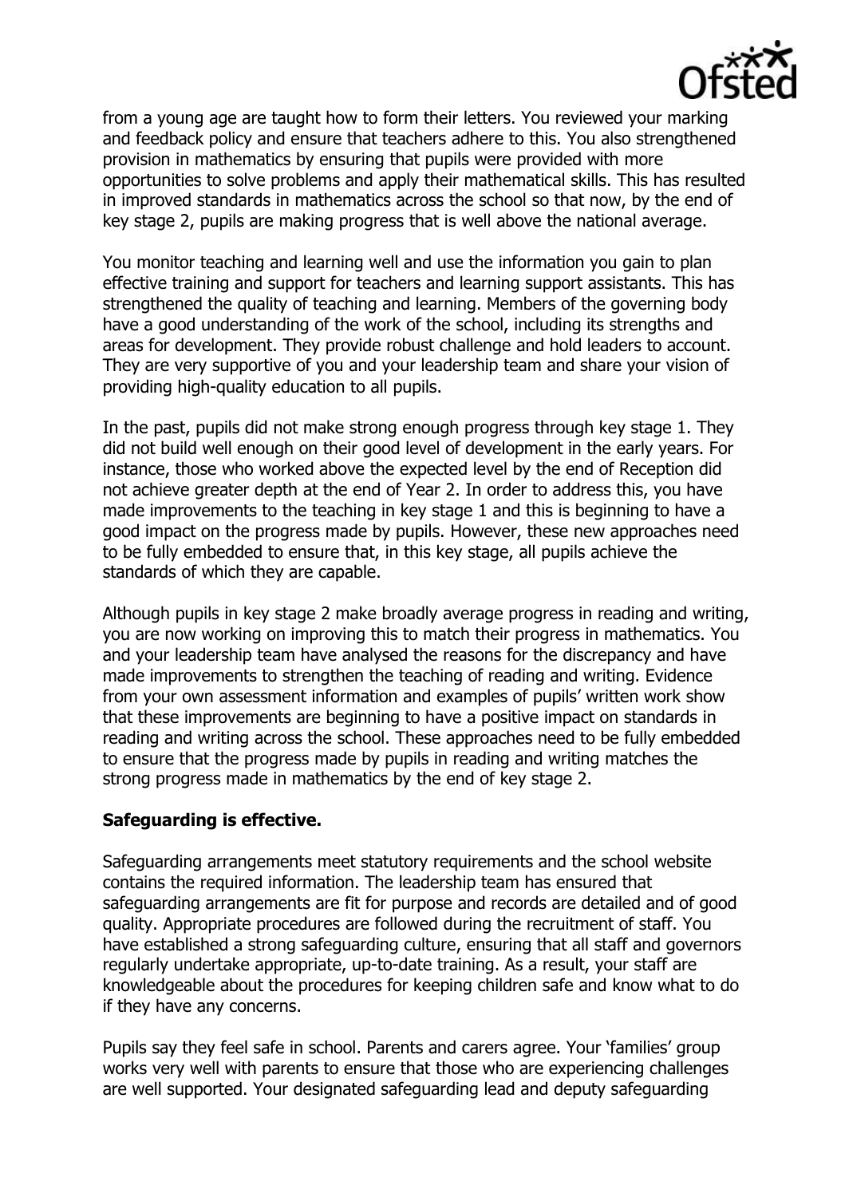from a young age are taught how to form their letters. You reviewed your marking and feedback policy and ensure that teachers adhere to this. You also strengthened provision in mathematics by ensuring that pupils were provided with more opportunities to solve problems and apply their mathematical skills. This has resulted in improved standards in mathematics across the school so that now, by the end of key stage 2, pupils are making progress that is well above the national average.

You monitor teaching and learning well and use the information you gain to plan effective training and support for teachers and learning support assistants. This has strengthened the quality of teaching and learning. Members of the governing body have a good understanding of the work of the school, including its strengths and areas for development. They provide robust challenge and hold leaders to account. They are very supportive of you and your leadership team and share your vision of providing high-quality education to all pupils.

In the past, pupils did not make strong enough progress through key stage 1. They did not build well enough on their good level of development in the early years. For instance, those who worked above the expected level by the end of Reception did not achieve greater depth at the end of Year 2. In order to address this, you have made improvements to the teaching in key stage 1 and this is beginning to have a good impact on the progress made by pupils. However, these new approaches need to be fully embedded to ensure that, in this key stage, all pupils achieve the standards of which they are capable.

Although pupils in key stage 2 make broadly average progress in reading and writing, you are now working on improving this to match their progress in mathematics. You and your leadership team have analysed the reasons for the discrepancy and have made improvements to strengthen the teaching of reading and writing. Evidence from your own assessment information and examples of pupils' written work show that these improvements are beginning to have a positive impact on standards in reading and writing across the school. These approaches need to be fully embedded to ensure that the progress made by pupils in reading and writing matches the strong progress made in mathematics by the end of key stage 2.

**Safeguarding is effective.**

Safeguarding arrangements meet statutory requirements and the school website contains the required information. The leadership team has ensured that safeguarding arrangements are fit for purpose and records are detailed and of good quality. Appropriate procedures are followed during the recruitment of staff. You have established a strong safeguarding culture, ensuring that all staff and governors regularly undertake appropriate, up-to-date training. As a result, your staff are knowledgeable about the procedures for keeping children safe and know what to do if they have any concerns.

Pupils say they feel safe in school. Parents and carers agree. Your 'families' group works very well with parents to ensure that those who are experiencing challenges are well supported. Your designated safeguarding lead and deputy safeguarding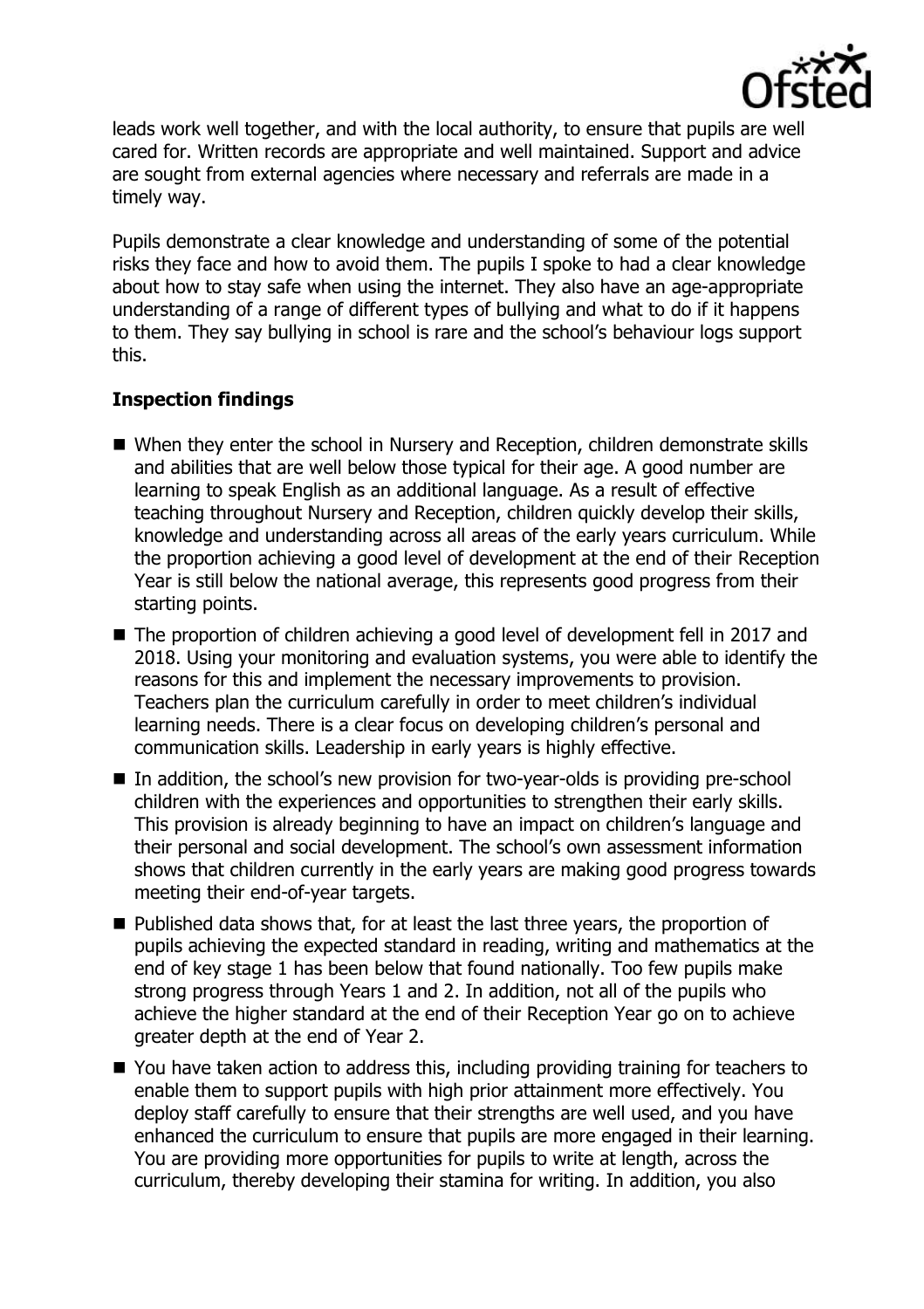leads work well together, and with the local authority, to ensure that pupils are well cared for. Written records are appropriate and well maintained. Support and advice are sought from external agencies where necessary and referrals are made in a timely way.

Pupils demonstrate a clear knowledge and understanding of some of the potential risks they face and how to avoid them. The pupils I spoke to had a clear knowledge about how to stay safe when using the internet. They also have an age-appropriate understanding of a range of different types of bullying and what to do if it happens to them. They say bullying in school is rare and the school's behaviour logs support this.

## Inspection findings

- When they enter the school in Nursery and Reception, children demonstrate skills and abilities that are well below those typical for their age. A good number are learning to speak English as an additional language. As a result of effective teaching throughout Nursery and Reception, children quickly develop their skills, knowledge and understanding across all areas of the early years curriculum. While the proportion achieving a good level of development at the end of their Reception Year is still below the national average, this represents good progress from their starting points.
- The proportion of children achieving a good level of development fell in 2017 and 2018. Using your monitoring and evaluation systems, you were able to identify the reasons for this and implement the necessary improvements to provision. Teachers plan the curriculum carefully in order to meet children's individual learning needs. There is a clear focus on developing children's personal and communication skills. Leadership in early years is highly effective.
- In addition, the school's new provision for two-year-olds is providing pre-school children with the experiences and opportunities to strengthen their early skills. This provision is already beginning to have an impact on children's language and their personal and social development. The school's own assessment information shows that children currently in the early years are making good progress towards meeting their end-of-year targets.
- Published data shows that, for at least the last three years, the proportion of pupils achieving the expected standard in reading, writing and mathematics at the end of key stage 1 has been below that found nationally. Too few pupils make strong progress through Years 1 and 2. In addition, not all of the pupils who achieve the higher standard at the end of their Reception Year go on to achieve greater depth at the end of Year 2.
- You have taken action to address this, including providing training for teachers to enable them to support pupils with high prior attainment more effectively. You deploy staff carefully to ensure that their strengths are well used, and you have enhanced the curriculum to ensure that pupils are more engaged in their learning. You are providing more opportunities for pupils to write at length, across the curriculum, thereby developing their stamina for writing. In addition, you also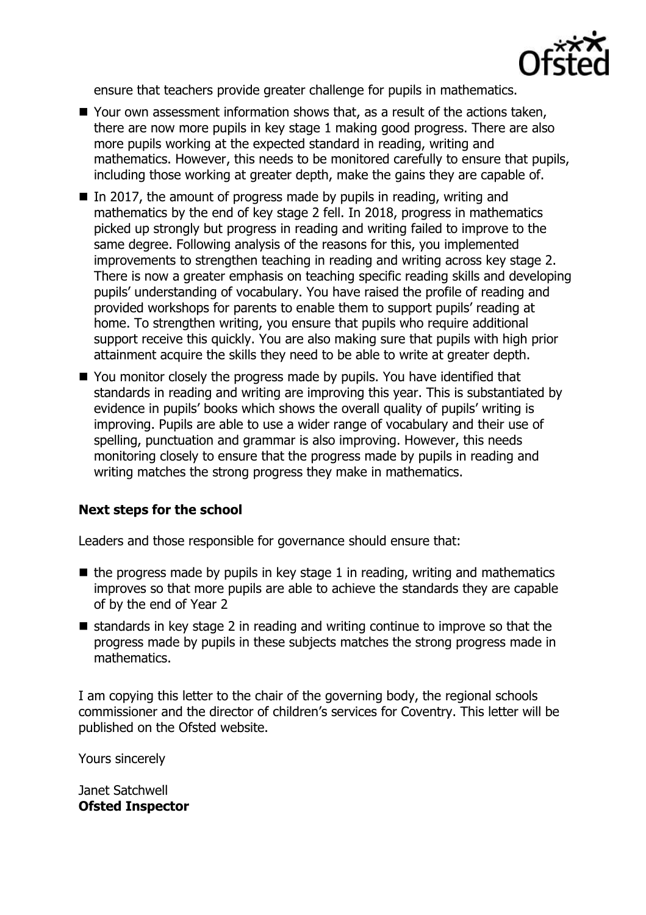ensure that teachers provide greater challenge for pupils in mathematics.

- Your own assessment information shows that, as a result of the actions taken, there are now more pupils in key stage 1 making good progress. There are also more pupils working at the expected standard in reading, writing and mathematics. However, this needs to be monitored carefully to ensure that pupils, including those working at greater depth, make the gains they are capable of.
- In 2017, the amount of progress made by pupils in reading, writing and mathematics by the end of key stage 2 fell. In 2018, progress in mathematics picked up strongly but progress in reading and writing failed to improve to the same degree. Following analysis of the reasons for this, you implemented improvements to strengthen teaching in reading and writing across key stage 2. There is now a greater emphasis on teaching specific reading skills and developing pupils' understanding of vocabulary. You have raised the profile of reading and provided workshops for parents to enable them to support pupils' reading at home. To strengthen writing, you ensure that pupils who require additional support receive this quickly. You are also making sure that pupils with high prior attainment acquire the skills they need to be able to write at greater depth.
- You monitor closely the progress made by pupils. You have identified that standards in reading and writing are improving this year. This is substantiated by evidence in pupils' books which shows the overall quality of pupils' writing is improving. Pupils are able to use a wider range of vocabulary and their use of spelling, punctuation and grammar is also improving. However, this needs monitoring closely to ensure that the progress made by pupils in reading and writing matches the strong progress they make in mathematics.

**Next steps for the school**

Leaders and those responsible for governance should ensure that:

- the progress made by pupils in key stage 1 in reading, writing and mathematics improves so that more pupils are able to achieve the standards they are capable of by the end of Year 2
- standards in key stage 2 in reading and writing continue to improve so that the progress made by pupils in these subjects matches the strong progress made in mathematics.

I am copying this letter to the chair of the governing body, the regional schools commissioner and the director of children's services for Coventry. This letter will be published on the Ofsted website.

Yours sincerely

Janet Satchwell
**Ofsted Inspector**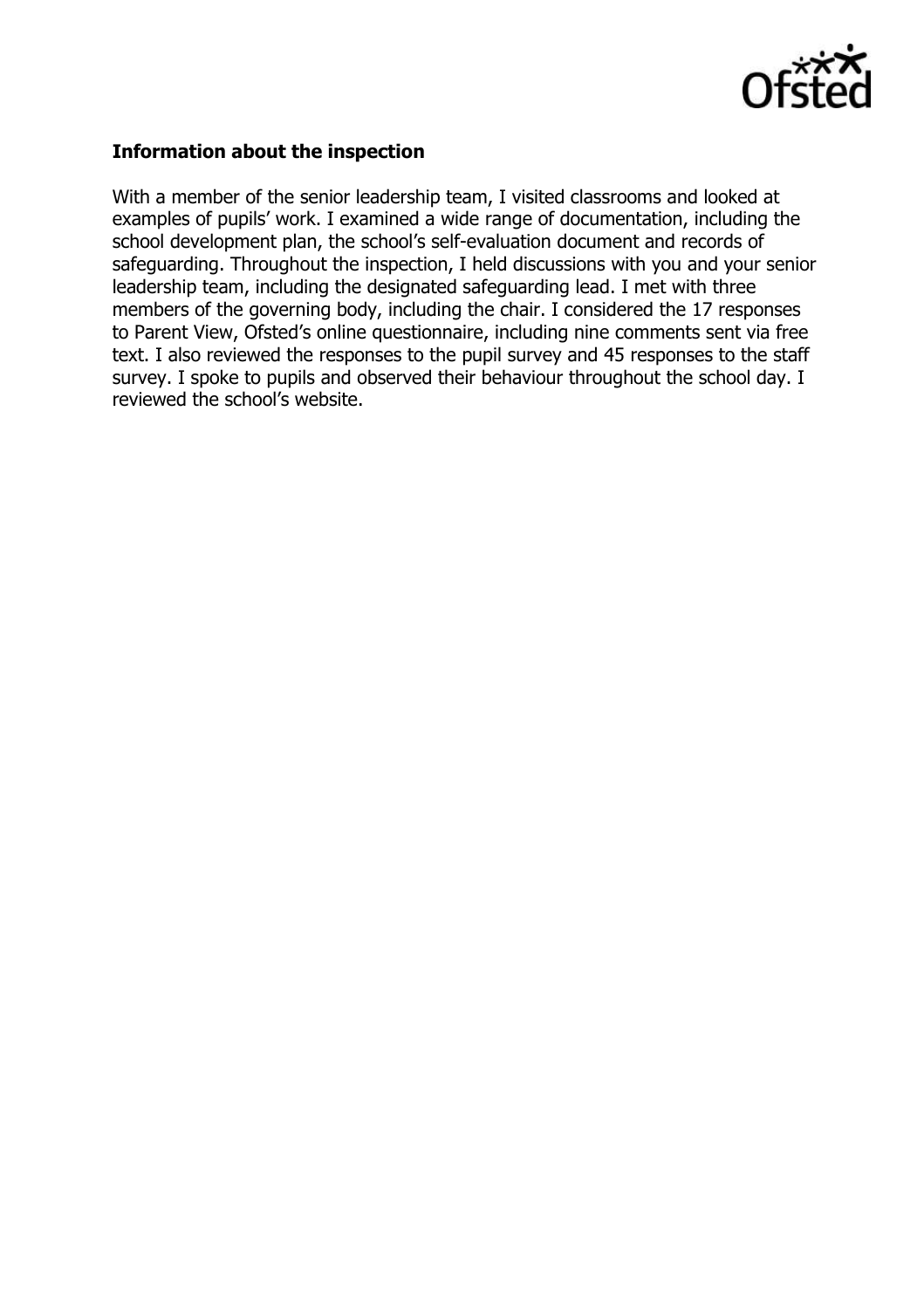**Information about the inspection**

With a member of the senior leadership team, I visited classrooms and looked at examples of pupils' work. I examined a wide range of documentation, including the school development plan, the school's self-evaluation document and records of safeguarding. Throughout the inspection, I held discussions with you and your senior leadership team, including the designated safeguarding lead. I met with three members of the governing body, including the chair. I considered the 17 responses to Parent View, Ofsted's online questionnaire, including nine comments sent via free text. I also reviewed the responses to the pupil survey and 45 responses to the staff survey. I spoke to pupils and observed their behaviour throughout the school day. I reviewed the school's website.